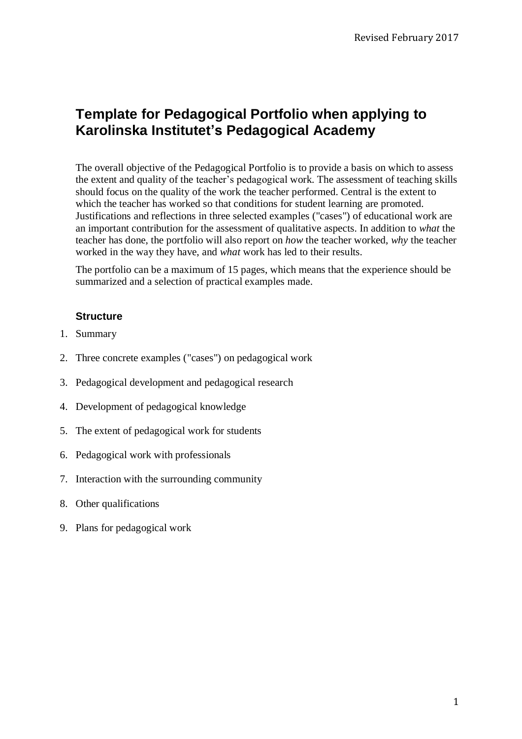# Template for Pedagogical Portfolio when applying to Karolinska Institutet's Pedagogical Academy

The overall objective of the Pedagogical Portfolio is to provide a basis on which to assess the extent and quality of the teacher's pedagogical work. The assessment of teaching skills should focus on the quality of the work the teacher performed. Central is the extent to which the teacher has worked so that conditions for student learning are promoted. Justifications and reflections in three selected examples ("cases") of educational work are an important contribution for the assessment of qualitative aspects. In addition to *what* the teacher has done, the portfolio will also report on *how* the teacher worked, *why* the teacher worked in the way they have, and *what* work has led to their results.

The portfolio can be a maximum of 15 pages, which means that the experience should be summarized and a selection of practical examples made.

### Structure

1. Summary
2. Three concrete examples ("cases") on pedagogical work
3. Pedagogical development and pedagogical research
4. Development of pedagogical knowledge
5. The extent of pedagogical work for students
6. Pedagogical work with professionals
7. Interaction with the surrounding community
8. Other qualifications
9. Plans for pedagogical work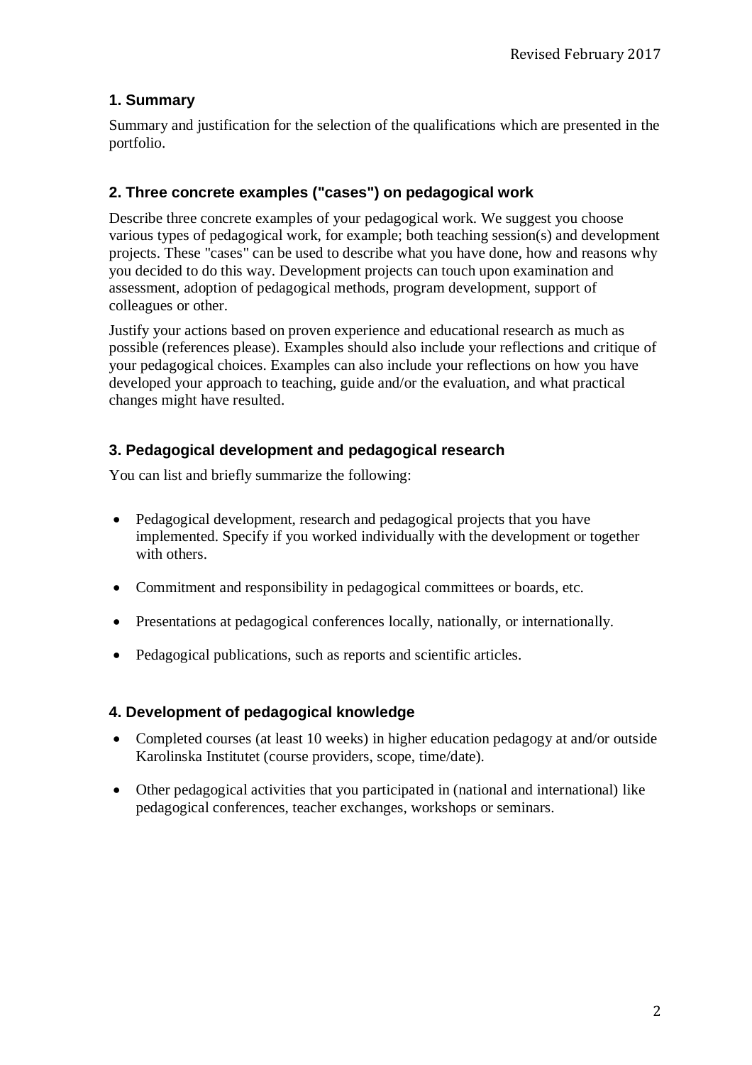## 1. Summary

Summary and justification for the selection of the qualifications which are presented in the portfolio.

## 2. Three concrete examples ("cases") on pedagogical work

Describe three concrete examples of your pedagogical work. We suggest you choose various types of pedagogical work, for example; both teaching session(s) and development projects. These "cases" can be used to describe what you have done, how and reasons why you decided to do this way. Development projects can touch upon examination and assessment, adoption of pedagogical methods, program development, support of colleagues or other.

Justify your actions based on proven experience and educational research as much as possible (references please). Examples should also include your reflections and critique of your pedagogical choices. Examples can also include your reflections on how you have developed your approach to teaching, guide and/or the evaluation, and what practical changes might have resulted.

## 3. Pedagogical development and pedagogical research

You can list and briefly summarize the following:

- Pedagogical development, research and pedagogical projects that you have implemented. Specify if you worked individually with the development or together with others.
- Commitment and responsibility in pedagogical committees or boards, etc.
- Presentations at pedagogical conferences locally, nationally, or internationally.
- Pedagogical publications, such as reports and scientific articles.

## 4. Development of pedagogical knowledge

- Completed courses (at least 10 weeks) in higher education pedagogy at and/or outside Karolinska Institutet (course providers, scope, time/date).
- Other pedagogical activities that you participated in (national and international) like pedagogical conferences, teacher exchanges, workshops or seminars.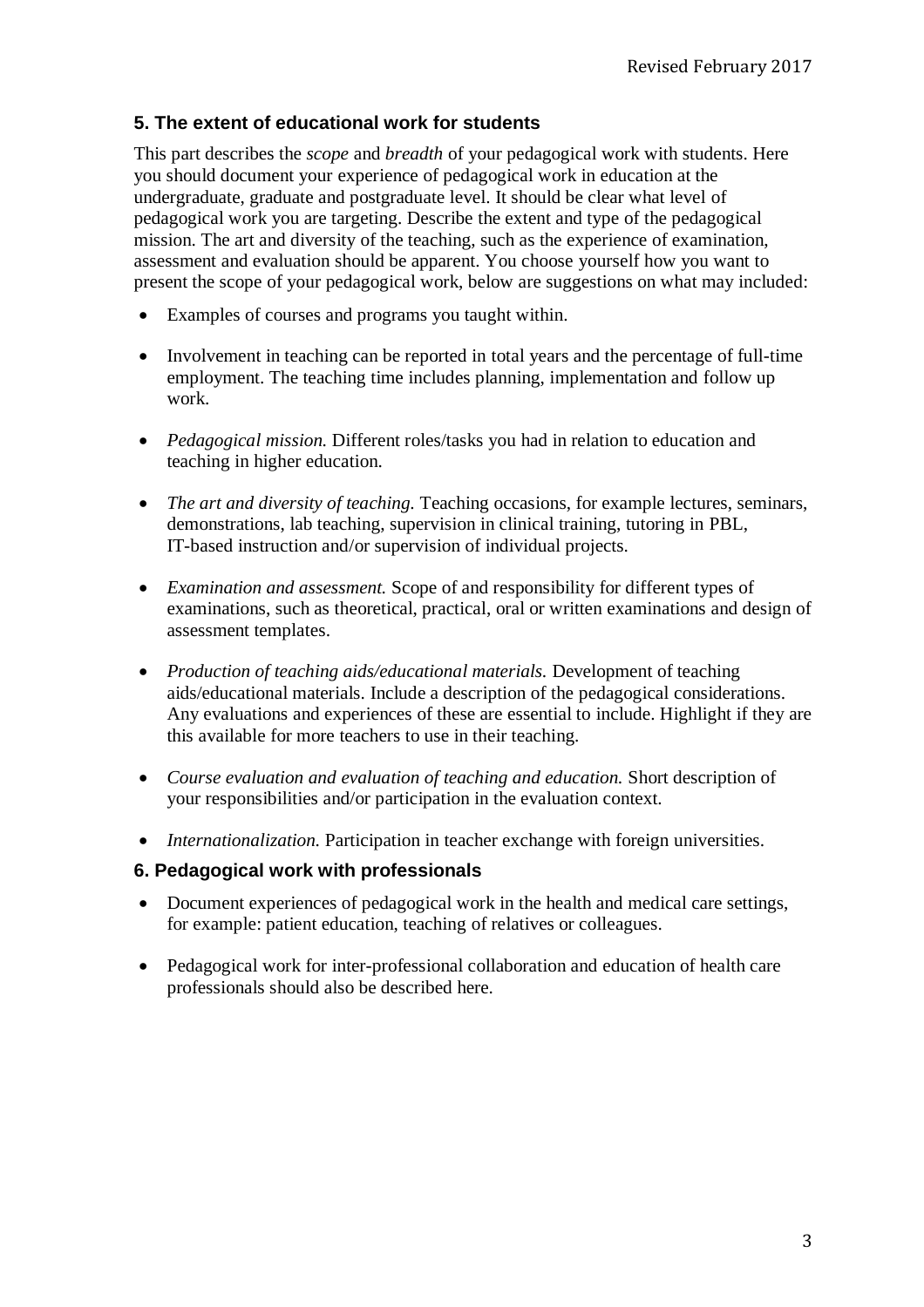## 5. The extent of educational work for students

This part describes the *scope* and *breadth* of your pedagogical work with students. Here you should document your experience of pedagogical work in education at the undergraduate, graduate and postgraduate level. It should be clear what level of pedagogical work you are targeting. Describe the extent and type of the pedagogical mission. The art and diversity of the teaching, such as the experience of examination, assessment and evaluation should be apparent. You choose yourself how you want to present the scope of your pedagogical work, below are suggestions on what may included:

- Examples of courses and programs you taught within.
- Involvement in teaching can be reported in total years and the percentage of full-time employment. The teaching time includes planning, implementation and follow up work.
- *Pedagogical mission.* Different roles/tasks you had in relation to education and teaching in higher education.
- *The art and diversity of teaching.* Teaching occasions, for example lectures, seminars, demonstrations, lab teaching, supervision in clinical training, tutoring in PBL, IT-based instruction and/or supervision of individual projects.
- *Examination and assessment.* Scope of and responsibility for different types of examinations, such as theoretical, practical, oral or written examinations and design of assessment templates.
- *Production of teaching aids/educational materials.* Development of teaching aids/educational materials. Include a description of the pedagogical considerations. Any evaluations and experiences of these are essential to include. Highlight if they are this available for more teachers to use in their teaching.
- *Course evaluation and evaluation of teaching and education.* Short description of your responsibilities and/or participation in the evaluation context.
- *Internationalization.* Participation in teacher exchange with foreign universities.

## 6. Pedagogical work with professionals

- Document experiences of pedagogical work in the health and medical care settings, for example: patient education, teaching of relatives or colleagues.
- Pedagogical work for inter-professional collaboration and education of health care professionals should also be described here.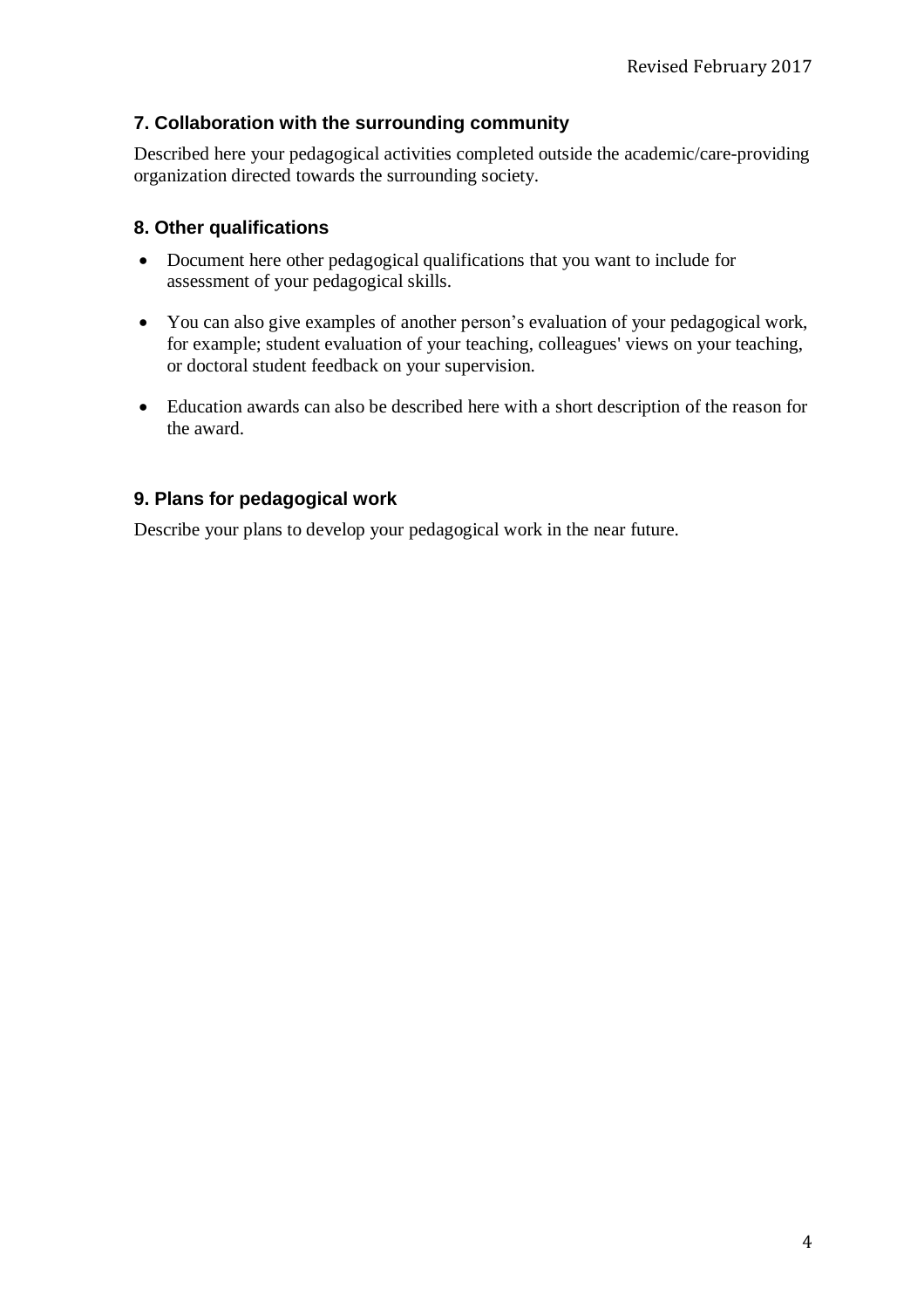### 7. Collaboration with the surrounding community

Described here your pedagogical activities completed outside the academic/care-providing organization directed towards the surrounding society.

### 8. Other qualifications

- Document here other pedagogical qualifications that you want to include for assessment of your pedagogical skills.
- You can also give examples of another person's evaluation of your pedagogical work, for example; student evaluation of your teaching, colleagues' views on your teaching, or doctoral student feedback on your supervision.
- Education awards can also be described here with a short description of the reason for the award.

### 9. Plans for pedagogical work

Describe your plans to develop your pedagogical work in the near future.